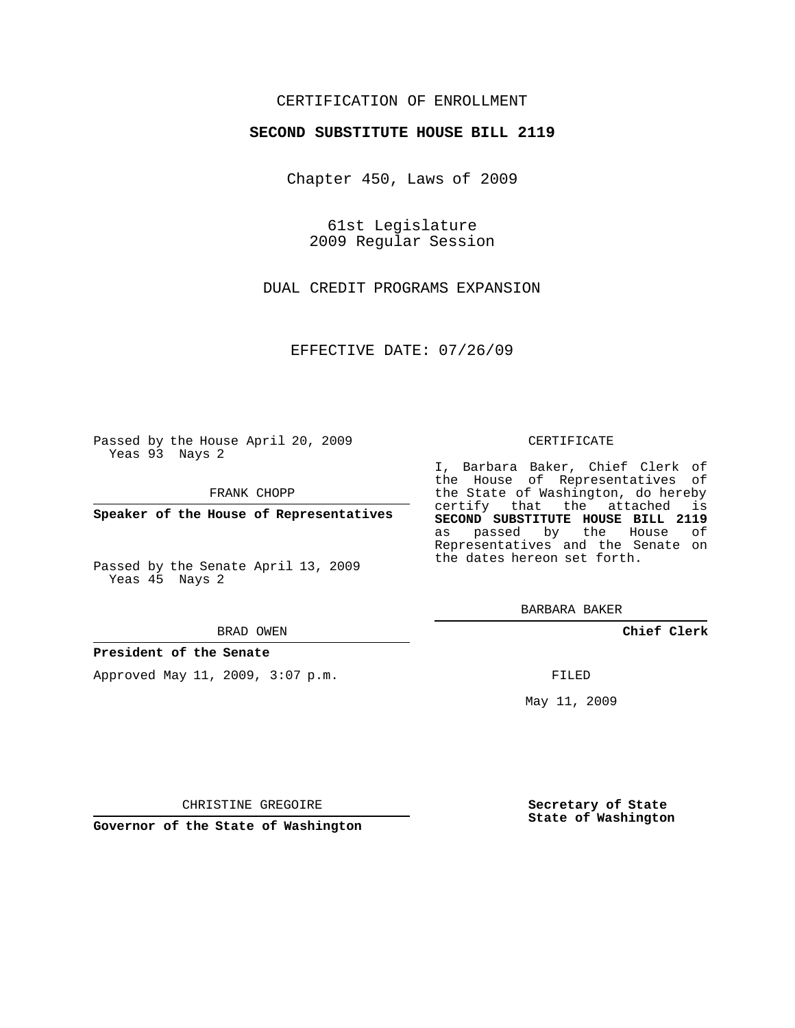CERTIFICATION OF ENROLLMENT

**SECOND SUBSTITUTE HOUSE BILL 2119**

Chapter 450, Laws of 2009

61st Legislature
2009 Regular Session

DUAL CREDIT PROGRAMS EXPANSION

EFFECTIVE DATE: 07/26/09

Passed by the House April 20, 2009
Yeas 93 Nays 2

FRANK CHOPP

**Speaker of the House of Representatives**

Passed by the Senate April 13, 2009
Yeas 45 Nays 2

BRAD OWEN

**President of the Senate**

Approved May 11, 2009, 3:07 p.m.

CHRISTINE GREGOIRE

**Governor of the State of Washington**

CERTIFICATE

I, Barbara Baker, Chief Clerk of the House of Representatives of the State of Washington, do hereby certify that the attached is **SECOND SUBSTITUTE HOUSE BILL 2119** as passed by the House of Representatives and the Senate on the dates hereon set forth.

BARBARA BAKER

**Chief Clerk**

FILED

May 11, 2009

**Secretary of State**
**State of Washington**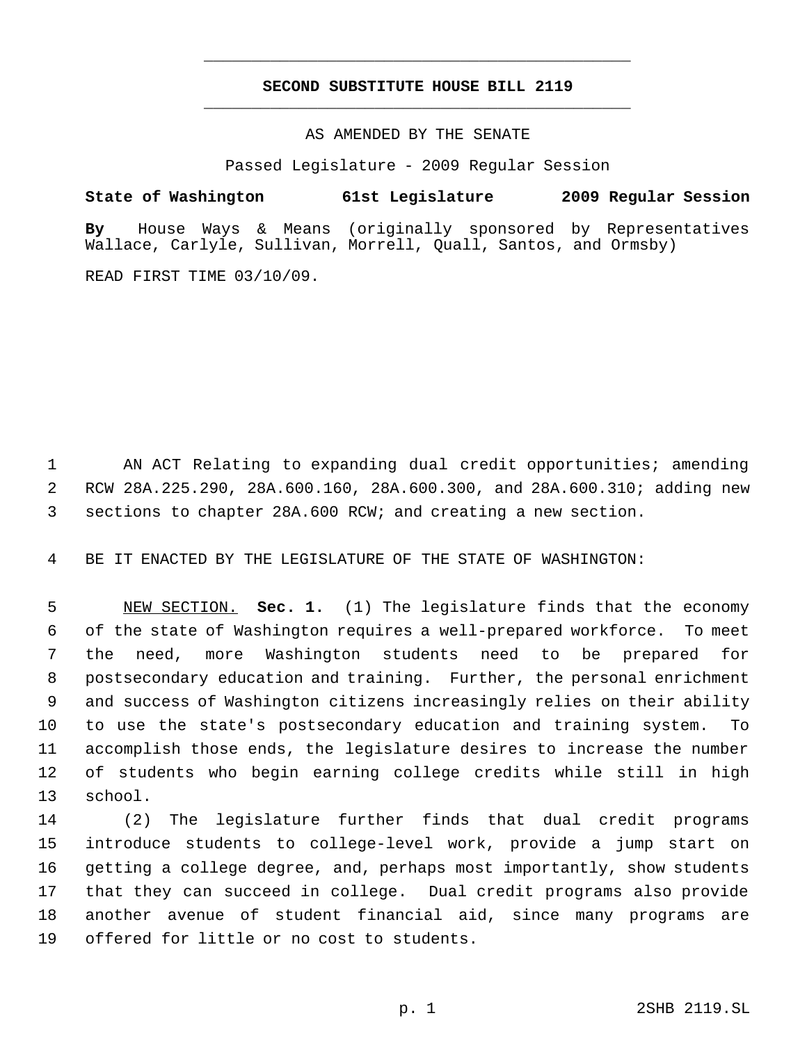# SECOND SUBSTITUTE HOUSE BILL 2119

AS AMENDED BY THE SENATE

Passed Legislature - 2009 Regular Session

**State of Washington 61st Legislature 2009 Regular Session**

**By** House Ways & Means (originally sponsored by Representatives Wallace, Carlyle, Sullivan, Morrell, Quall, Santos, and Ormsby)

READ FIRST TIME 03/10/09.

AN ACT Relating to expanding dual credit opportunities; amending RCW 28A.225.290, 28A.600.160, 28A.600.300, and 28A.600.310; adding new sections to chapter 28A.600 RCW; and creating a new section.

BE IT ENACTED BY THE LEGISLATURE OF THE STATE OF WASHINGTON:

NEW SECTION. **Sec. 1.** (1) The legislature finds that the economy of the state of Washington requires a well-prepared workforce. To meet the need, more Washington students need to be prepared for postsecondary education and training. Further, the personal enrichment and success of Washington citizens increasingly relies on their ability to use the state's postsecondary education and training system. To accomplish those ends, the legislature desires to increase the number of students who begin earning college credits while still in high school.

(2) The legislature further finds that dual credit programs introduce students to college-level work, provide a jump start on getting a college degree, and, perhaps most importantly, show students that they can succeed in college. Dual credit programs also provide another avenue of student financial aid, since many programs are offered for little or no cost to students.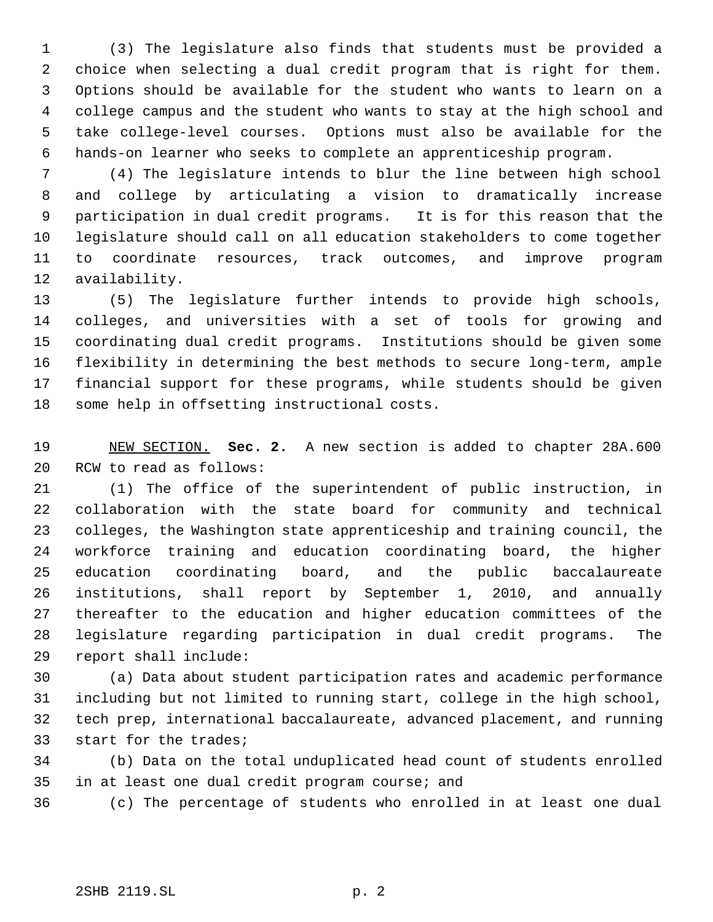(3) The legislature also finds that students must be provided a choice when selecting a dual credit program that is right for them. Options should be available for the student who wants to learn on a college campus and the student who wants to stay at the high school and take college-level courses. Options must also be available for the hands-on learner who seeks to complete an apprenticeship program.

(4) The legislature intends to blur the line between high school and college by articulating a vision to dramatically increase participation in dual credit programs. It is for this reason that the legislature should call on all education stakeholders to come together to coordinate resources, track outcomes, and improve program availability.

(5) The legislature further intends to provide high schools, colleges, and universities with a set of tools for growing and coordinating dual credit programs. Institutions should be given some flexibility in determining the best methods to secure long-term, ample financial support for these programs, while students should be given some help in offsetting instructional costs.

NEW SECTION. **Sec. 2.** A new section is added to chapter 28A.600 RCW to read as follows:

(1) The office of the superintendent of public instruction, in collaboration with the state board for community and technical colleges, the Washington state apprenticeship and training council, the workforce training and education coordinating board, the higher education coordinating board, and the public baccalaureate institutions, shall report by September 1, 2010, and annually thereafter to the education and higher education committees of the legislature regarding participation in dual credit programs. The report shall include:

(a) Data about student participation rates and academic performance including but not limited to running start, college in the high school, tech prep, international baccalaureate, advanced placement, and running start for the trades;

(b) Data on the total unduplicated head count of students enrolled in at least one dual credit program course; and

(c) The percentage of students who enrolled in at least one dual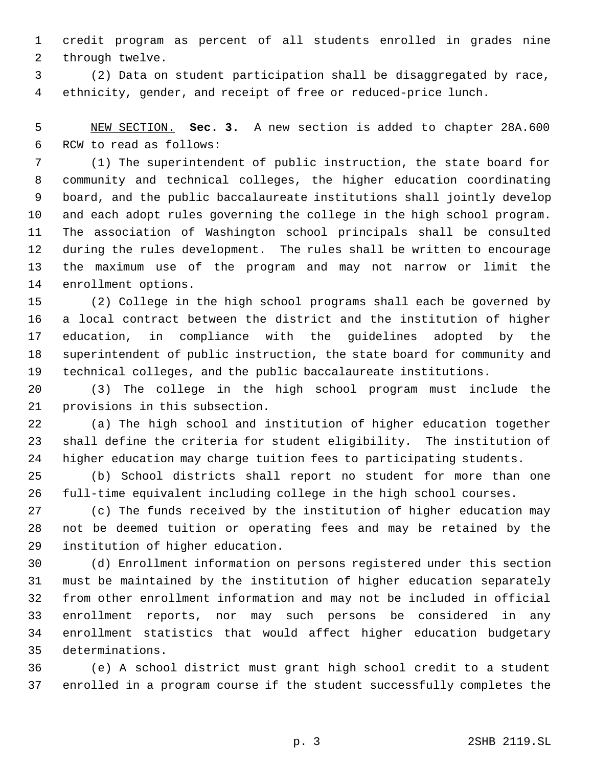credit program as percent of all students enrolled in grades nine through twelve.

(2) Data on student participation shall be disaggregated by race, ethnicity, gender, and receipt of free or reduced-price lunch.

NEW SECTION. **Sec. 3.** A new section is added to chapter 28A.600 RCW to read as follows:

(1) The superintendent of public instruction, the state board for community and technical colleges, the higher education coordinating board, and the public baccalaureate institutions shall jointly develop and each adopt rules governing the college in the high school program. The association of Washington school principals shall be consulted during the rules development. The rules shall be written to encourage the maximum use of the program and may not narrow or limit the enrollment options.

(2) College in the high school programs shall each be governed by a local contract between the district and the institution of higher education, in compliance with the guidelines adopted by the superintendent of public instruction, the state board for community and technical colleges, and the public baccalaureate institutions.

(3) The college in the high school program must include the provisions in this subsection.

(a) The high school and institution of higher education together shall define the criteria for student eligibility. The institution of higher education may charge tuition fees to participating students.

(b) School districts shall report no student for more than one full-time equivalent including college in the high school courses.

(c) The funds received by the institution of higher education may not be deemed tuition or operating fees and may be retained by the institution of higher education.

(d) Enrollment information on persons registered under this section must be maintained by the institution of higher education separately from other enrollment information and may not be included in official enrollment reports, nor may such persons be considered in any enrollment statistics that would affect higher education budgetary determinations.

(e) A school district must grant high school credit to a student enrolled in a program course if the student successfully completes the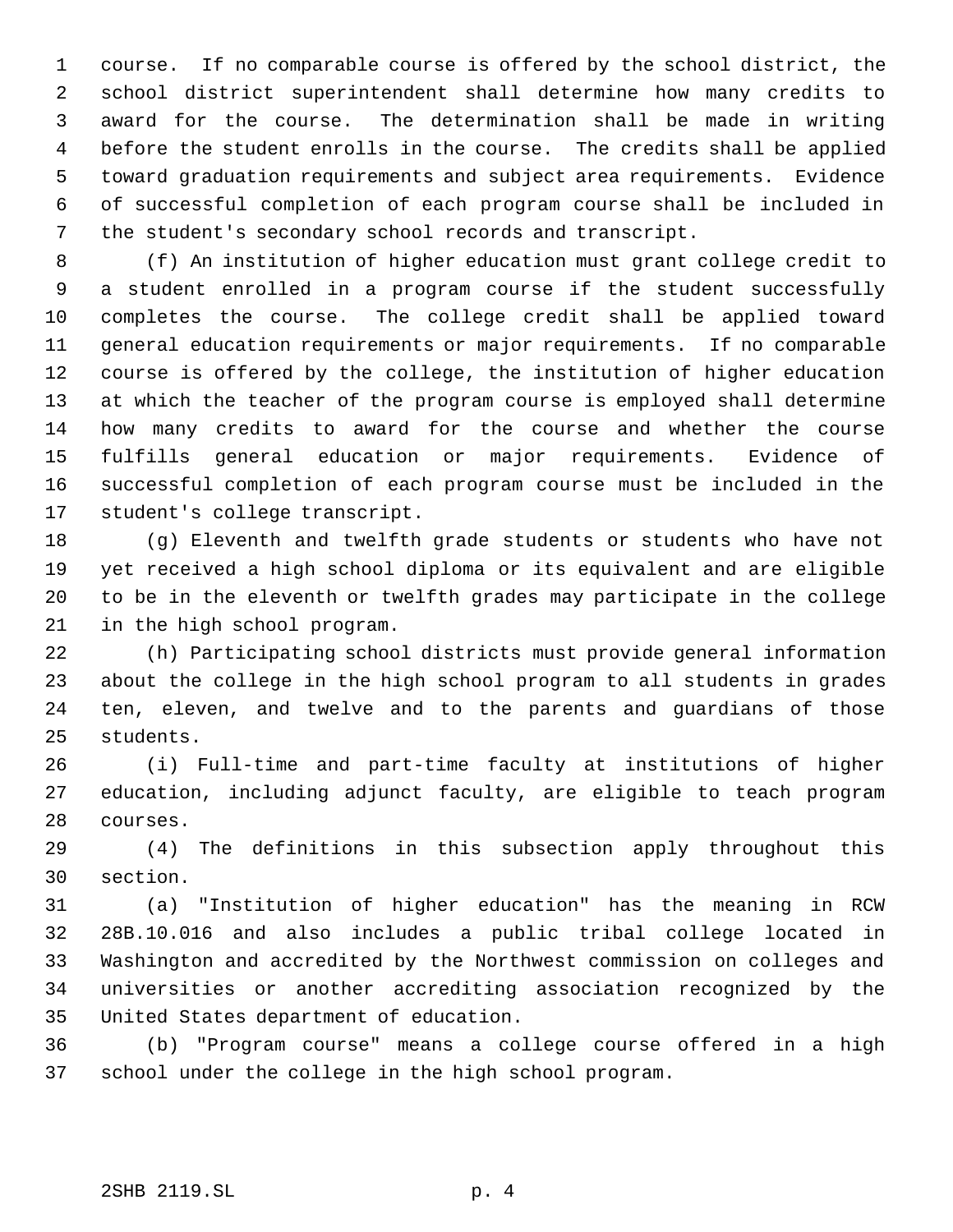course. If no comparable course is offered by the school district, the school district superintendent shall determine how many credits to award for the course. The determination shall be made in writing before the student enrolls in the course. The credits shall be applied toward graduation requirements and subject area requirements. Evidence of successful completion of each program course shall be included in the student's secondary school records and transcript.

(f) An institution of higher education must grant college credit to a student enrolled in a program course if the student successfully completes the course. The college credit shall be applied toward general education requirements or major requirements. If no comparable course is offered by the college, the institution of higher education at which the teacher of the program course is employed shall determine how many credits to award for the course and whether the course fulfills general education or major requirements. Evidence of successful completion of each program course must be included in the student's college transcript.

(g) Eleventh and twelfth grade students or students who have not yet received a high school diploma or its equivalent and are eligible to be in the eleventh or twelfth grades may participate in the college in the high school program.

(h) Participating school districts must provide general information about the college in the high school program to all students in grades ten, eleven, and twelve and to the parents and guardians of those students.

(i) Full-time and part-time faculty at institutions of higher education, including adjunct faculty, are eligible to teach program courses.

(4) The definitions in this subsection apply throughout this section.

(a) "Institution of higher education" has the meaning in RCW 28B.10.016 and also includes a public tribal college located in Washington and accredited by the Northwest commission on colleges and universities or another accrediting association recognized by the United States department of education.

(b) "Program course" means a college course offered in a high school under the college in the high school program.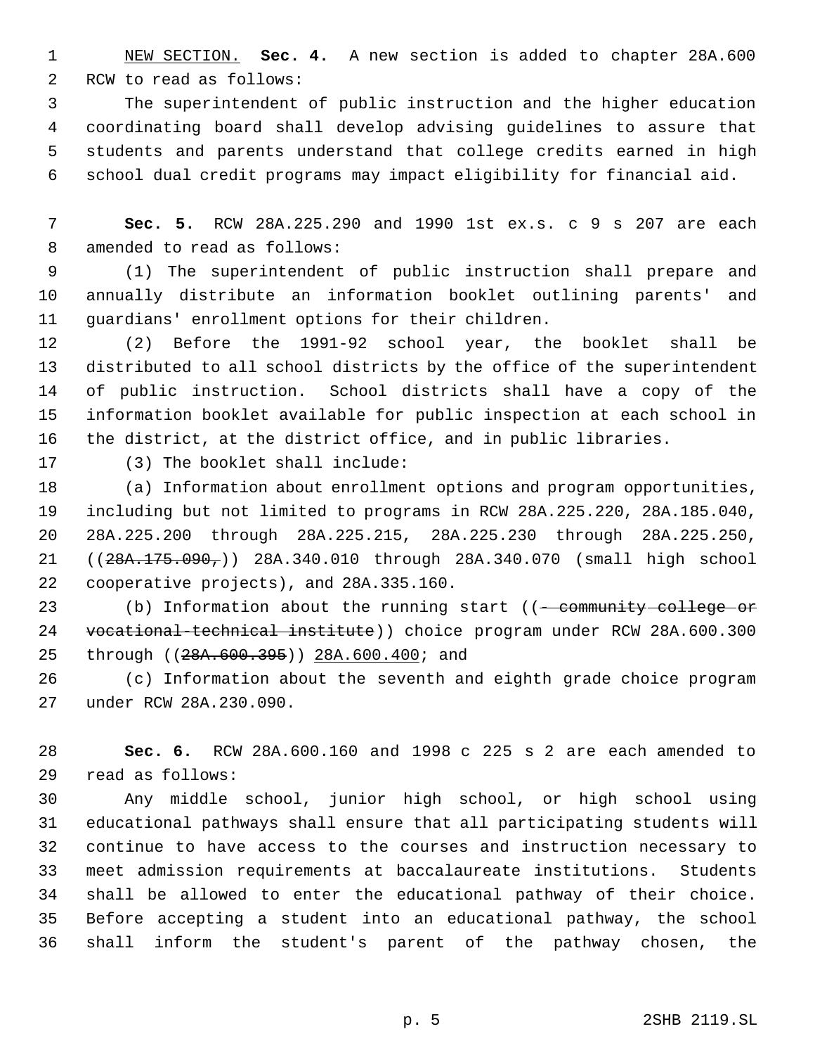NEW SECTION. **Sec. 4.** A new section is added to chapter 28A.600 RCW to read as follows:

The superintendent of public instruction and the higher education coordinating board shall develop advising guidelines to assure that students and parents understand that college credits earned in high school dual credit programs may impact eligibility for financial aid.

**Sec. 5.** RCW 28A.225.290 and 1990 1st ex.s. c 9 s 207 are each amended to read as follows:

(1) The superintendent of public instruction shall prepare and annually distribute an information booklet outlining parents' and guardians' enrollment options for their children.

(2) Before the 1991-92 school year, the booklet shall be distributed to all school districts by the office of the superintendent of public instruction. School districts shall have a copy of the information booklet available for public inspection at each school in the district, at the district office, and in public libraries.

(3) The booklet shall include:

(a) Information about enrollment options and program opportunities, including but not limited to programs in RCW 28A.225.220, 28A.185.040, 28A.225.200 through 28A.225.215, 28A.225.230 through 28A.225.250, ((~~28A.175.090,~~)) 28A.340.010 through 28A.340.070 (small high school cooperative projects), and 28A.335.160.

(b) Information about the running start ((~~- community college or vocational-technical institute~~)) choice program under RCW 28A.600.300 through ((~~28A.600.395~~)) 28A.600.400; and

(c) Information about the seventh and eighth grade choice program under RCW 28A.230.090.

**Sec. 6.** RCW 28A.600.160 and 1998 c 225 s 2 are each amended to read as follows:

Any middle school, junior high school, or high school using educational pathways shall ensure that all participating students will continue to have access to the courses and instruction necessary to meet admission requirements at baccalaureate institutions. Students shall be allowed to enter the educational pathway of their choice. Before accepting a student into an educational pathway, the school shall inform the student's parent of the pathway chosen, the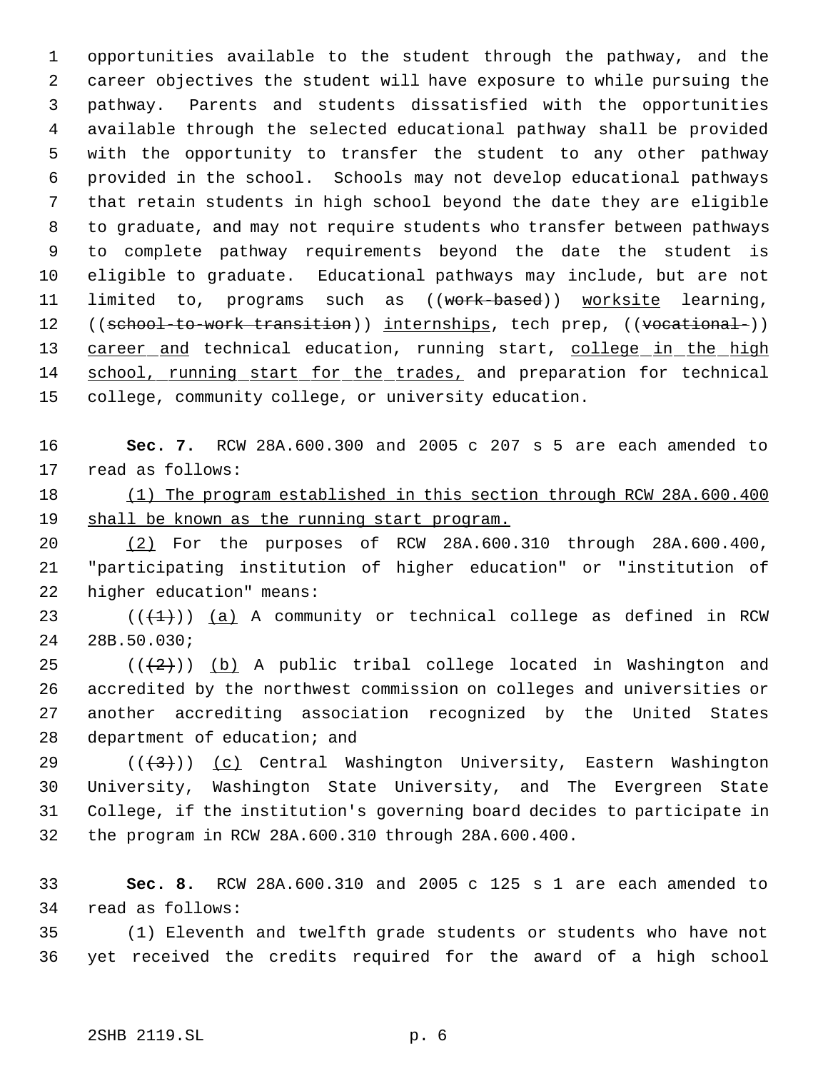opportunities available to the student through the pathway, and the career objectives the student will have exposure to while pursuing the pathway. Parents and students dissatisfied with the opportunities available through the selected educational pathway shall be provided with the opportunity to transfer the student to any other pathway provided in the school. Schools may not develop educational pathways that retain students in high school beyond the date they are eligible to graduate, and may not require students who transfer between pathways to complete pathway requirements beyond the date the student is eligible to graduate. Educational pathways may include, but are not limited to, programs such as ((~~work-based~~)) <u>worksite</u> learning, ((~~school-to-work transition~~)) <u>internships</u>, tech prep, ((~~vocational-~~)) <u>career and</u> technical education, running start, <u>college in the high school, running start for the trades,</u> and preparation for technical college, community college, or university education.

**Sec. 7.** RCW 28A.600.300 and 2005 c 207 s 5 are each amended to read as follows:

<u>(1) The program established in this section through RCW 28A.600.400 shall be known as the running start program.</u>

<u>(2)</u> For the purposes of RCW 28A.600.310 through 28A.600.400, "participating institution of higher education" or "institution of higher education" means:

((~~(1)~~)) <u>(a)</u> A community or technical college as defined in RCW 28B.50.030;

((~~(2)~~)) <u>(b)</u> A public tribal college located in Washington and accredited by the northwest commission on colleges and universities or another accrediting association recognized by the United States department of education; and

((~~(3)~~)) <u>(c)</u> Central Washington University, Eastern Washington University, Washington State University, and The Evergreen State College, if the institution's governing board decides to participate in the program in RCW 28A.600.310 through 28A.600.400.

**Sec. 8.** RCW 28A.600.310 and 2005 c 125 s 1 are each amended to read as follows:

(1) Eleventh and twelfth grade students or students who have not yet received the credits required for the award of a high school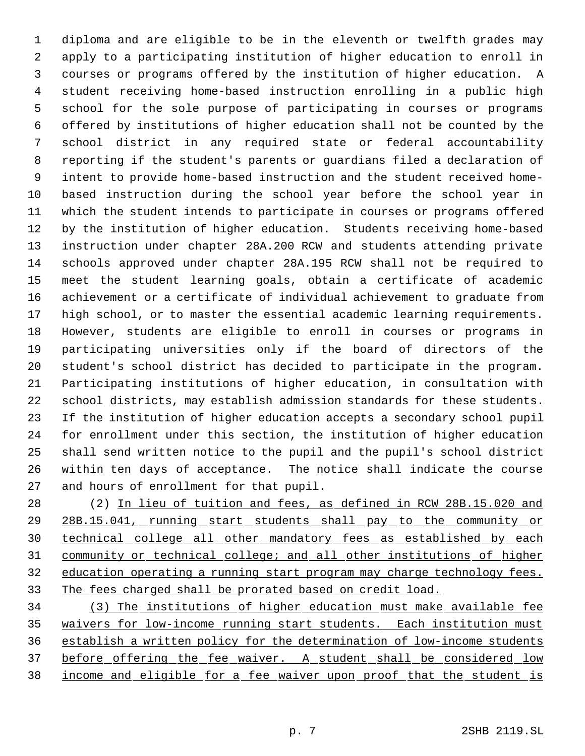diploma and are eligible to be in the eleventh or twelfth grades may apply to a participating institution of higher education to enroll in courses or programs offered by the institution of higher education. A student receiving home-based instruction enrolling in a public high school for the sole purpose of participating in courses or programs offered by institutions of higher education shall not be counted by the school district in any required state or federal accountability reporting if the student's parents or guardians filed a declaration of intent to provide home-based instruction and the student received home-based instruction during the school year before the school year in which the student intends to participate in courses or programs offered by the institution of higher education. Students receiving home-based instruction under chapter 28A.200 RCW and students attending private schools approved under chapter 28A.195 RCW shall not be required to meet the student learning goals, obtain a certificate of academic achievement or a certificate of individual achievement to graduate from high school, or to master the essential academic learning requirements. However, students are eligible to enroll in courses or programs in participating universities only if the board of directors of the student's school district has decided to participate in the program. Participating institutions of higher education, in consultation with school districts, may establish admission standards for these students. If the institution of higher education accepts a secondary school pupil for enrollment under this section, the institution of higher education shall send written notice to the pupil and the pupil's school district within ten days of acceptance. The notice shall indicate the course and hours of enrollment for that pupil.

(2) In lieu of tuition and fees, as defined in RCW 28B.15.020 and 28B.15.041, running start students shall pay to the community or technical college all other mandatory fees as established by each community or technical college; and all other institutions of higher education operating a running start program may charge technology fees. The fees charged shall be prorated based on credit load.

(3) The institutions of higher education must make available fee waivers for low-income running start students. Each institution must establish a written policy for the determination of low-income students before offering the fee waiver. A student shall be considered low income and eligible for a fee waiver upon proof that the student is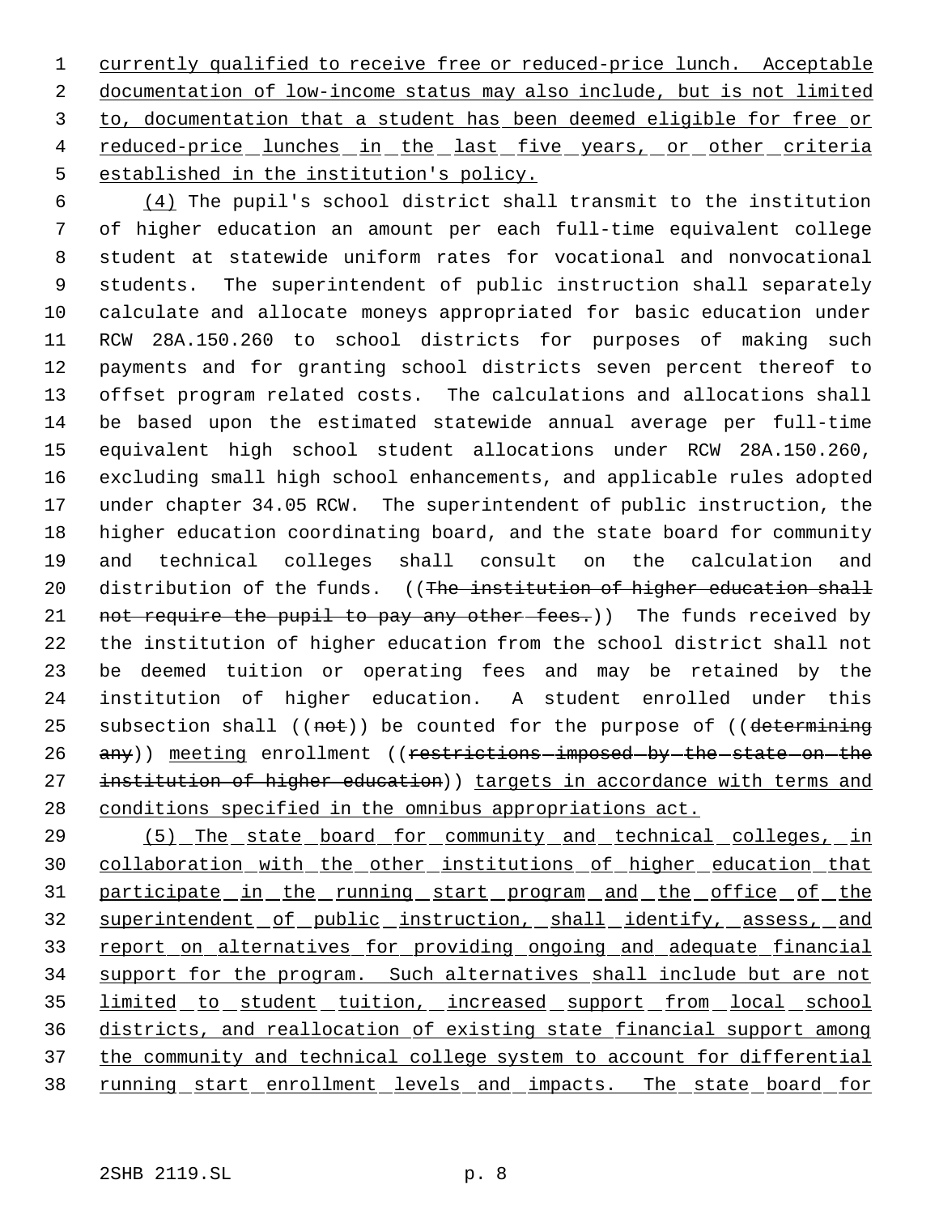currently qualified to receive free or reduced-price lunch. Acceptable documentation of low-income status may also include, but is not limited to, documentation that a student has been deemed eligible for free or reduced-price lunches in the last five years, or other criteria established in the institution's policy.

(4) The pupil's school district shall transmit to the institution of higher education an amount per each full-time equivalent college student at statewide uniform rates for vocational and nonvocational students. The superintendent of public instruction shall separately calculate and allocate moneys appropriated for basic education under RCW 28A.150.260 to school districts for purposes of making such payments and for granting school districts seven percent thereof to offset program related costs. The calculations and allocations shall be based upon the estimated statewide annual average per full-time equivalent high school student allocations under RCW 28A.150.260, excluding small high school enhancements, and applicable rules adopted under chapter 34.05 RCW. The superintendent of public instruction, the higher education coordinating board, and the state board for community and technical colleges shall consult on the calculation and distribution of the funds. ((~~The institution of higher education shall not require the pupil to pay any other fees.~~)) The funds received by the institution of higher education from the school district shall not be deemed tuition or operating fees and may be retained by the institution of higher education. A student enrolled under this subsection shall ((~~not~~)) be counted for the purpose of ((~~determining any~~)) meeting enrollment ((~~restrictions imposed by the state on the institution of higher education~~)) targets in accordance with terms and conditions specified in the omnibus appropriations act.

(5) The state board for community and technical colleges, in collaboration with the other institutions of higher education that participate in the running start program and the office of the superintendent of public instruction, shall identify, assess, and report on alternatives for providing ongoing and adequate financial support for the program. Such alternatives shall include but are not limited to student tuition, increased support from local school districts, and reallocation of existing state financial support among the community and technical college system to account for differential running start enrollment levels and impacts. The state board for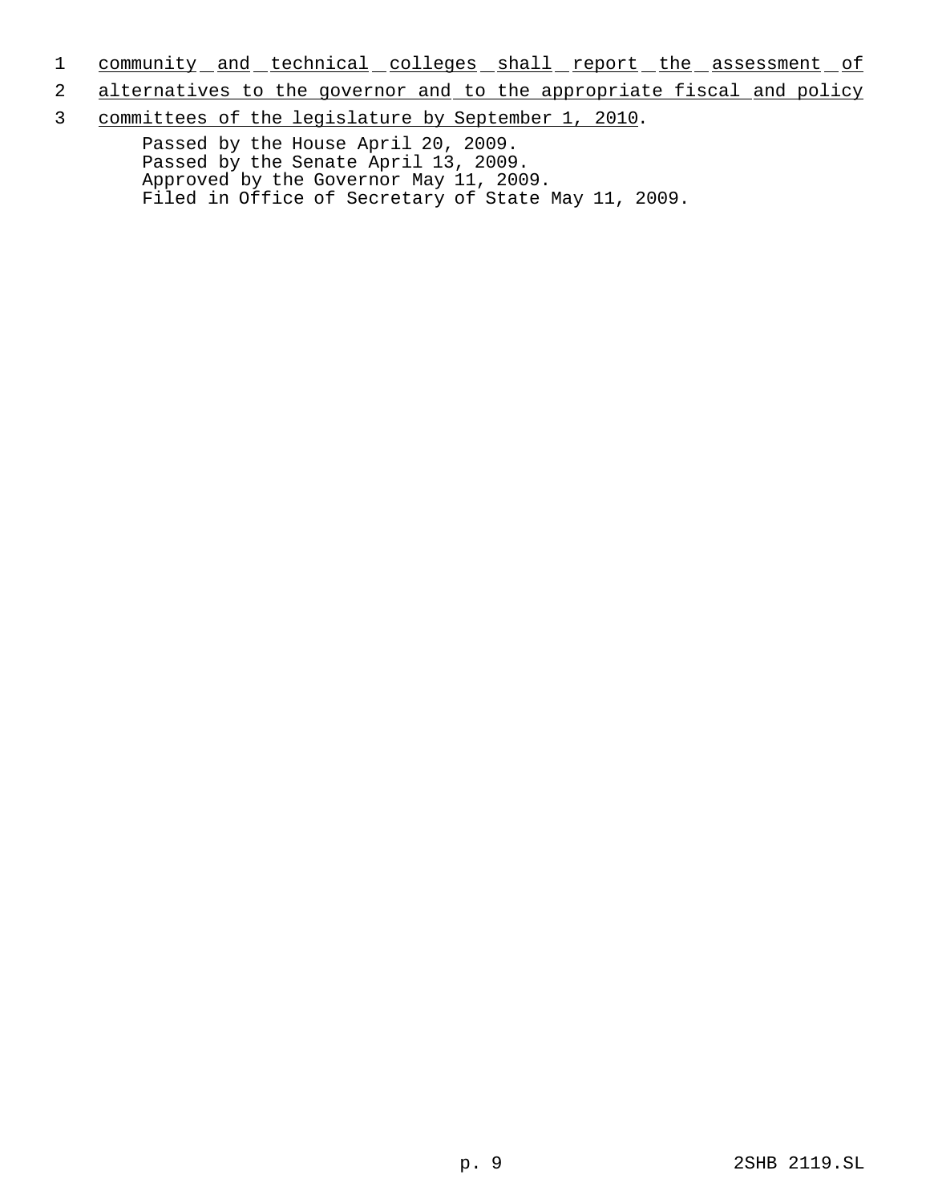community and technical colleges shall report the assessment of alternatives to the governor and to the appropriate fiscal and policy committees of the legislature by September 1, 2010.

Passed by the House April 20, 2009.
Passed by the Senate April 13, 2009.
Approved by the Governor May 11, 2009.
Filed in Office of Secretary of State May 11, 2009.